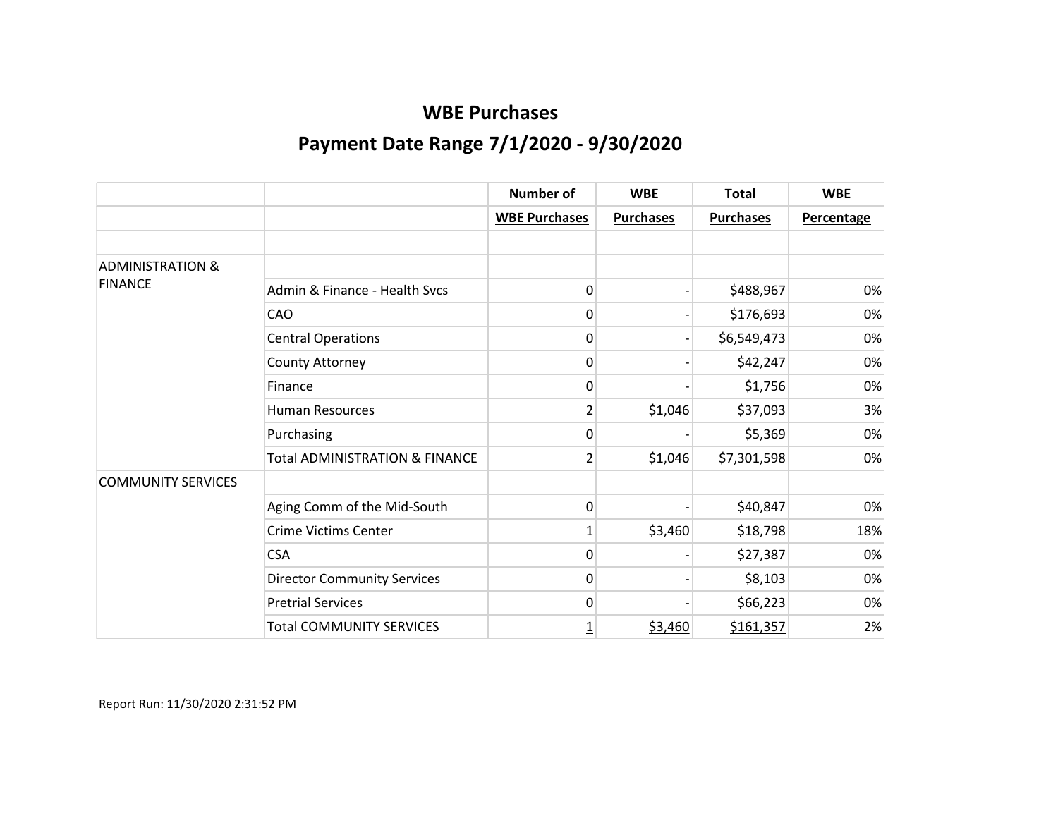# WBE Purchases

## Payment Date Range 7/1/2020 - 9/30/2020

| | | Number of | WBE | Total | WBE |
|---|---|---|---|---|---|
| | | WBE Purchases | Purchases | Purchases | Percentage |
| | | | | | |
| ADMINISTRATION & FINANCE | | | | | |
| | Admin & Finance - Health Svcs | 0 | - | $488,967 | 0% |
| | CAO | 0 | - | $176,693 | 0% |
| | Central Operations | 0 | - | $6,549,473 | 0% |
| | County Attorney | 0 | - | $42,247 | 0% |
| | Finance | 0 | - | $1,756 | 0% |
| | Human Resources | 2 | $1,046 | $37,093 | 3% |
| | Purchasing | 0 | - | $5,369 | 0% |
| | Total ADMINISTRATION & FINANCE | 2 | $1,046 | $7,301,598 | 0% |
| COMMUNITY SERVICES | | | | | |
| | Aging Comm of the Mid-South | 0 | - | $40,847 | 0% |
| | Crime Victims Center | 1 | $3,460 | $18,798 | 18% |
| | CSA | 0 | - | $27,387 | 0% |
| | Director Community Services | 0 | - | $8,103 | 0% |
| | Pretrial Services | 0 | - | $66,223 | 0% |
| | Total COMMUNITY SERVICES | 1 | $3,460 | $161,357 | 2% |

Report Run: 11/30/2020 2:31:52 PM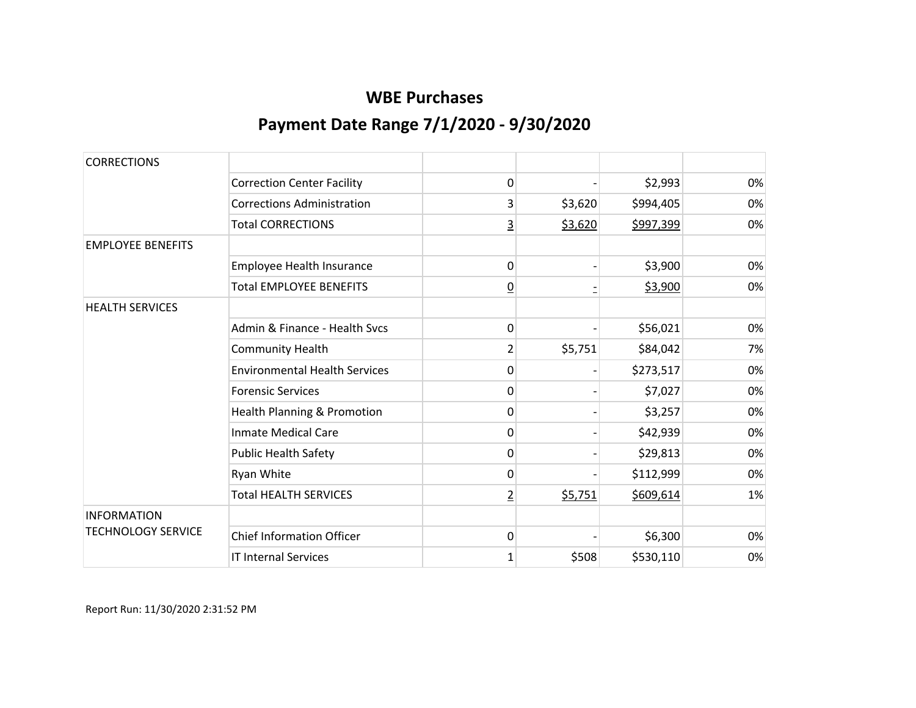# WBE Purchases

## Payment Date Range 7/1/2020 - 9/30/2020

| | | | | | |
|---|---|---|---|---|---|
| CORRECTIONS | | | | | |
| | Correction Center Facility | 0 | - | $2,993 | 0% |
| | Corrections Administration | 3 | $3,620 | $994,405 | 0% |
| | Total CORRECTIONS | 3 | $3,620 | $997,399 | 0% |
| EMPLOYEE BENEFITS | | | | | |
| | Employee Health Insurance | 0 | - | $3,900 | 0% |
| | Total EMPLOYEE BENEFITS | 0 | - | $3,900 | 0% |
| HEALTH SERVICES | | | | | |
| | Admin & Finance - Health Svcs | 0 | - | $56,021 | 0% |
| | Community Health | 2 | $5,751 | $84,042 | 7% |
| | Environmental Health Services | 0 | - | $273,517 | 0% |
| | Forensic Services | 0 | - | $7,027 | 0% |
| | Health Planning & Promotion | 0 | - | $3,257 | 0% |
| | Inmate Medical Care | 0 | - | $42,939 | 0% |
| | Public Health Safety | 0 | - | $29,813 | 0% |
| | Ryan White | 0 | - | $112,999 | 0% |
| | Total HEALTH SERVICES | 2 | $5,751 | $609,614 | 1% |
| INFORMATION TECHNOLOGY SERVICE | | | | | |
| | Chief Information Officer | 0 | - | $6,300 | 0% |
| | IT Internal Services | 1 | $508 | $530,110 | 0% |

Report Run: 11/30/2020 2:31:52 PM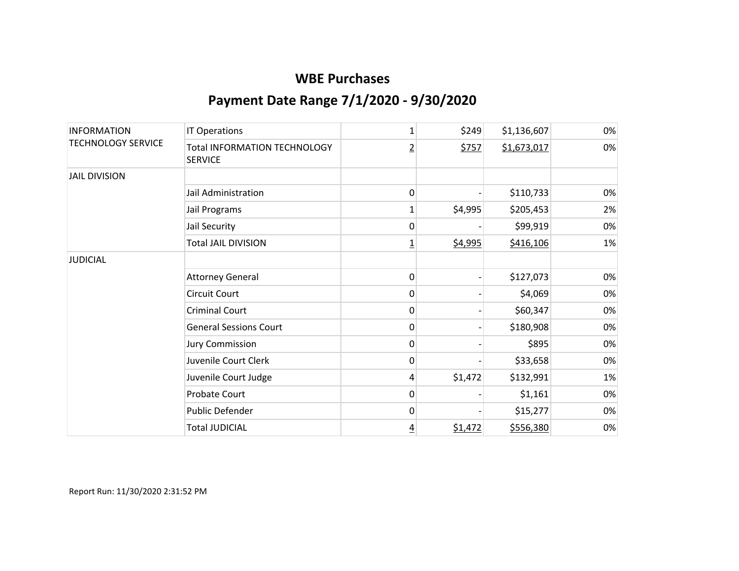# WBE Purchases

## Payment Date Range 7/1/2020 - 9/30/2020

| | | | | | |
|---|---|---|---|---|---|
| INFORMATION TECHNOLOGY SERVICE | IT Operations | 1 | $249 | $1,136,607 | 0% |
| | Total INFORMATION TECHNOLOGY SERVICE | 2 | $757 | $1,673,017 | 0% |
| JAIL DIVISION | | | | | |
| | Jail Administration | 0 | - | $110,733 | 0% |
| | Jail Programs | 1 | $4,995 | $205,453 | 2% |
| | Jail Security | 0 | - | $99,919 | 0% |
| | Total JAIL DIVISION | 1 | $4,995 | $416,106 | 1% |
| JUDICIAL | | | | | |
| | Attorney General | 0 | - | $127,073 | 0% |
| | Circuit Court | 0 | - | $4,069 | 0% |
| | Criminal Court | 0 | - | $60,347 | 0% |
| | General Sessions Court | 0 | - | $180,908 | 0% |
| | Jury Commission | 0 | - | $895 | 0% |
| | Juvenile Court Clerk | 0 | - | $33,658 | 0% |
| | Juvenile Court Judge | 4 | $1,472 | $132,991 | 1% |
| | Probate Court | 0 | - | $1,161 | 0% |
| | Public Defender | 0 | - | $15,277 | 0% |
| | Total JUDICIAL | 4 | $1,472 | $556,380 | 0% |

Report Run: 11/30/2020 2:31:52 PM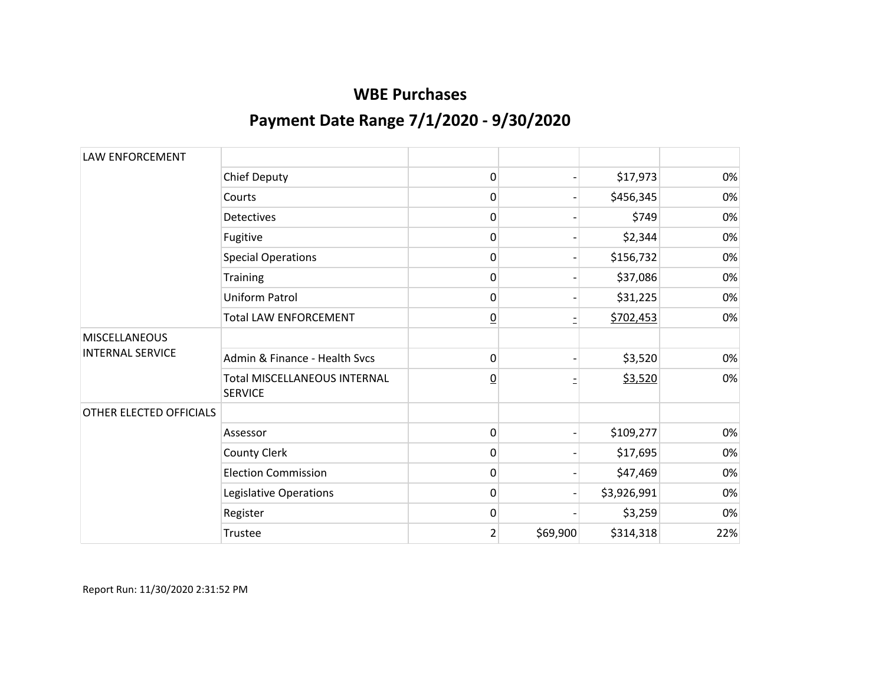# WBE Purchases

## Payment Date Range 7/1/2020 - 9/30/2020

| | | | | | |
|---|---|---|---|---|---|
| LAW ENFORCEMENT | | | | | |
| | Chief Deputy | 0 | - | $17,973 | 0% |
| | Courts | 0 | - | $456,345 | 0% |
| | Detectives | 0 | - | $749 | 0% |
| | Fugitive | 0 | - | $2,344 | 0% |
| | Special Operations | 0 | - | $156,732 | 0% |
| | Training | 0 | - | $37,086 | 0% |
| | Uniform Patrol | 0 | - | $31,225 | 0% |
| | Total LAW ENFORCEMENT | 0 | - | $702,453 | 0% |
| MISCELLANEOUS INTERNAL SERVICE | | | | | |
| | Admin & Finance - Health Svcs | 0 | - | $3,520 | 0% |
| | Total MISCELLANEOUS INTERNAL SERVICE | 0 | - | $3,520 | 0% |
| OTHER ELECTED OFFICIALS | | | | | |
| | Assessor | 0 | - | $109,277 | 0% |
| | County Clerk | 0 | - | $17,695 | 0% |
| | Election Commission | 0 | - | $47,469 | 0% |
| | Legislative Operations | 0 | - | $3,926,991 | 0% |
| | Register | 0 | - | $3,259 | 0% |
| | Trustee | 2 | $69,900 | $314,318 | 22% |

Report Run: 11/30/2020 2:31:52 PM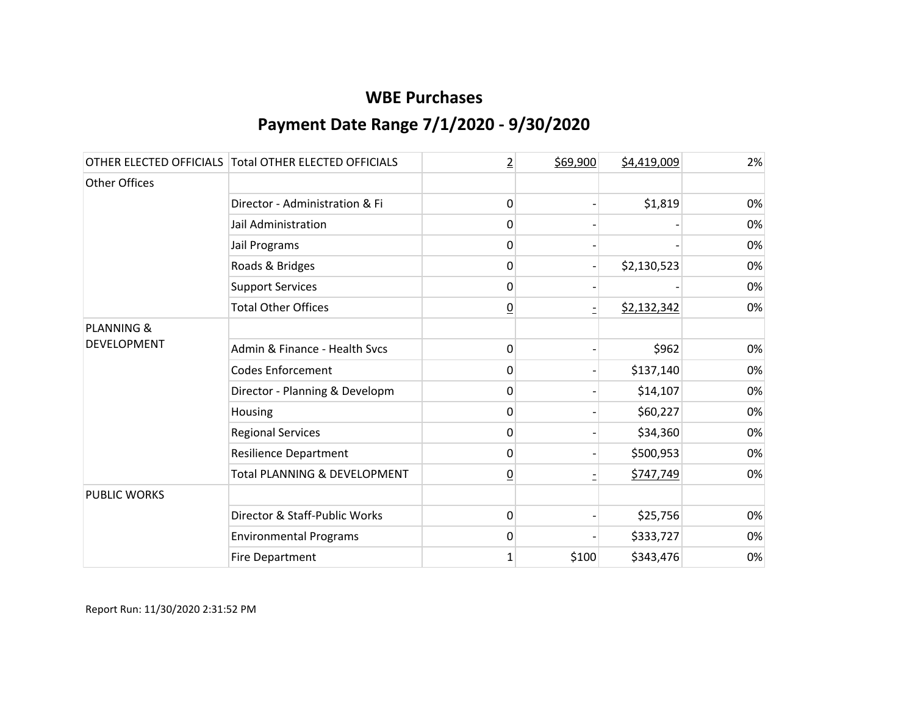# WBE Purchases

## Payment Date Range 7/1/2020 - 9/30/2020

| | | | | | |
|---|---|---|---|---|---|
| OTHER ELECTED OFFICIALS | Total OTHER ELECTED OFFICIALS | 2 | $69,900 | $4,419,009 | 2% |
| Other Offices | | | | | |
| | Director - Administration & Fi | 0 | - | $1,819 | 0% |
| | Jail Administration | 0 | - | - | 0% |
| | Jail Programs | 0 | - | - | 0% |
| | Roads & Bridges | 0 | - | $2,130,523 | 0% |
| | Support Services | 0 | - | - | 0% |
| | Total Other Offices | 0 | - | $2,132,342 | 0% |
| PLANNING & DEVELOPMENT | | | | | |
| | Admin & Finance - Health Svcs | 0 | - | $962 | 0% |
| | Codes Enforcement | 0 | - | $137,140 | 0% |
| | Director - Planning & Developm | 0 | - | $14,107 | 0% |
| | Housing | 0 | - | $60,227 | 0% |
| | Regional Services | 0 | - | $34,360 | 0% |
| | Resilience Department | 0 | - | $500,953 | 0% |
| | Total PLANNING & DEVELOPMENT | 0 | - | $747,749 | 0% |
| PUBLIC WORKS | | | | | |
| | Director & Staff-Public Works | 0 | - | $25,756 | 0% |
| | Environmental Programs | 0 | - | $333,727 | 0% |
| | Fire Department | 1 | $100 | $343,476 | 0% |

Report Run: 11/30/2020 2:31:52 PM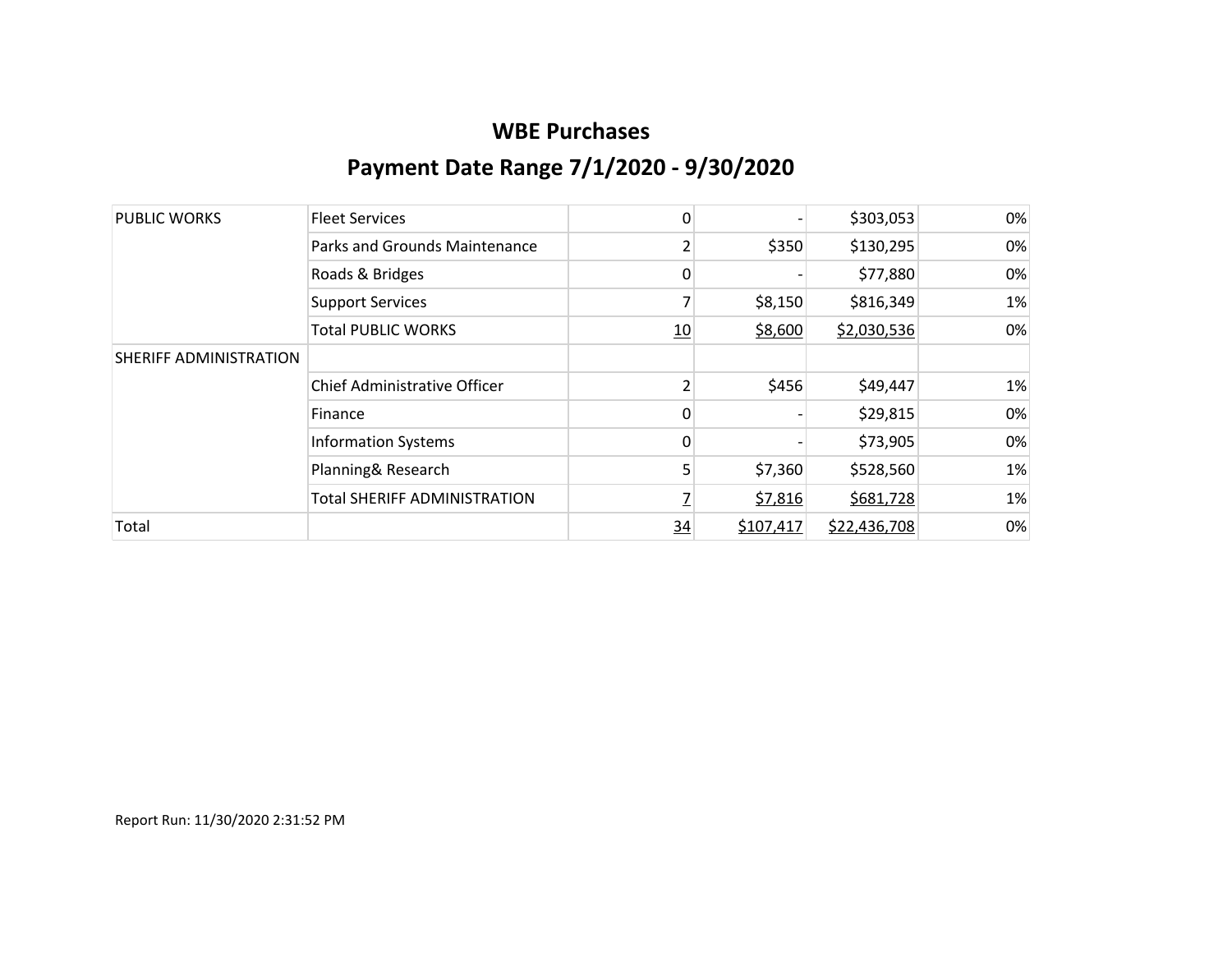## WBE Purchases

## Payment Date Range 7/1/2020 - 9/30/2020

| | | | | | |
|---|---|---|---|---|---|
| PUBLIC WORKS | Fleet Services | 0 | - | $303,053 | 0% |
| | Parks and Grounds Maintenance | 2 | $350 | $130,295 | 0% |
| | Roads & Bridges | 0 | - | $77,880 | 0% |
| | Support Services | 7 | $8,150 | $816,349 | 1% |
| | Total PUBLIC WORKS | 10 | $8,600 | $2,030,536 | 0% |
| SHERIFF ADMINISTRATION | | | | | |
| | Chief Administrative Officer | 2 | $456 | $49,447 | 1% |
| | Finance | 0 | - | $29,815 | 0% |
| | Information Systems | 0 | - | $73,905 | 0% |
| | Planning& Research | 5 | $7,360 | $528,560 | 1% |
| | Total SHERIFF ADMINISTRATION | 7 | $7,816 | $681,728 | 1% |
| Total | | 34 | $107,417 | $22,436,708 | 0% |

Report Run: 11/30/2020 2:31:52 PM